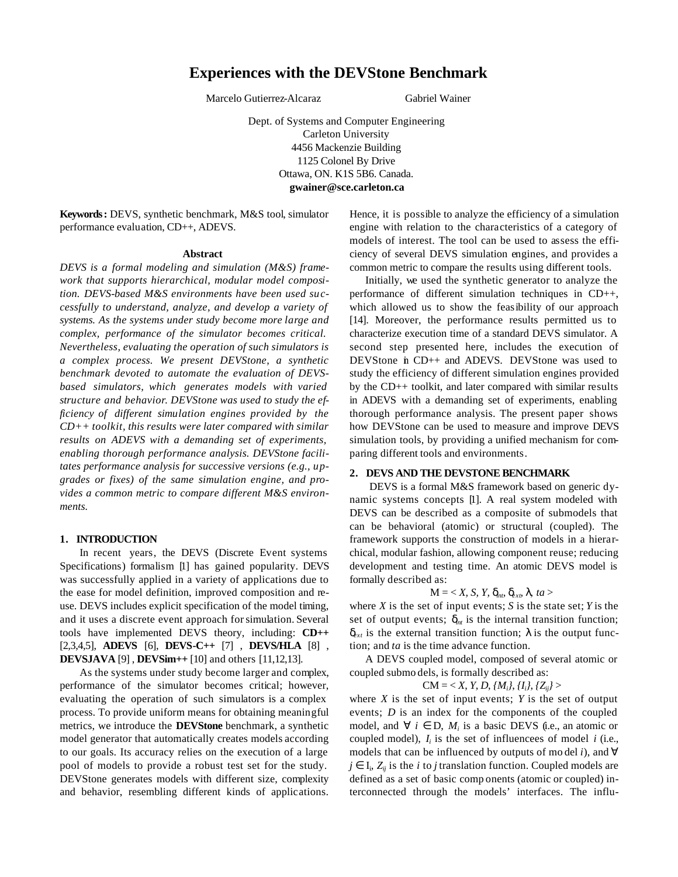# Experiences with the DEVStone Benchmark

Marcelo Gutierrez-Alcaraz    Gabriel Wainer

Dept. of Systems and Computer Engineering
Carleton University
4456 Mackenzie Building
1125 Colonel By Drive
Ottawa, ON. K1S 5B6. Canada.
**gwainer@sce.carleton.ca**

**Keywords:** DEVS, synthetic benchmark, M&S tool, simulator performance evaluation, CD++, ADEVS.

### Abstract

*DEVS is a formal modeling and simulation (M&S) framework that supports hierarchical, modular model composition. DEVS-based M&S environments have been used successfully to understand, analyze, and develop a variety of systems. As the systems under study become more large and complex, performance of the simulator becomes critical. Nevertheless, evaluating the operation of such simulators is a complex process. We present DEVStone, a synthetic benchmark devoted to automate the evaluation of DEVS-based simulators, which generates models with varied structure and behavior. DEVStone was used to study the efficiency of different simulation engines provided by the CD++ toolkit, this results were later compared with similar results on ADEVS with a demanding set of experiments, enabling thorough performance analysis. DEVStone facilitates performance analysis for successive versions (e.g., upgrades or fixes) of the same simulation engine, and provides a common metric to compare different M&S environments.*

## 1. INTRODUCTION

In recent years, the DEVS (Discrete Event systems Specifications) formalism [1] has gained popularity. DEVS was successfully applied in a variety of applications due to the ease for model definition, improved composition and reuse. DEVS includes explicit specification of the model timing, and it uses a discrete event approach for simulation. Several tools have implemented DEVS theory, including: **CD++** [2,3,4,5], **ADEVS** [6], **DEVS-C++** [7] , **DEVS/HLA** [8] , **DEVSJAVA** [9] , **DEVSim++** [10] and others [11,12,13].

As the systems under study become larger and complex, performance of the simulator becomes critical; however, evaluating the operation of such simulators is a complex process. To provide uniform means for obtaining meaningful metrics, we introduce the **DEVStone** benchmark, a synthetic model generator that automatically creates models according to our goals. Its accuracy relies on the execution of a large pool of models to provide a robust test set for the study. DEVStone generates models with different size, complexity and behavior, resembling different kinds of applications. Hence, it is possible to analyze the efficiency of a simulation engine with relation to the characteristics of a category of models of interest. The tool can be used to assess the efficiency of several DEVS simulation engines, and provides a common metric to compare the results using different tools.

Initially, we used the synthetic generator to analyze the performance of different simulation techniques in CD++, which allowed us to show the feasibility of our approach [14]. Moreover, the performance results permitted us to characterize execution time of a standard DEVS simulator. A second step presented here, includes the execution of DEVStone in CD++ and ADEVS. DEVStone was used to study the efficiency of different simulation engines provided by the CD++ toolkit, and later compared with similar results in ADEVS with a demanding set of experiments, enabling thorough performance analysis. The present paper shows how DEVStone can be used to measure and improve DEVS simulation tools, by providing a unified mechanism for comparing different tools and environments.

## 2. DEVS AND THE DEVSTONE BENCHMARK

DEVS is a formal M&S framework based on generic dynamic systems concepts [1]. A real system modeled with DEVS can be described as a composite of submodels that can be behavioral (atomic) or structural (coupled). The framework supports the construction of models in a hierarchical, modular fashion, allowing component reuse; reducing development and testing time. An atomic DEVS model is formally described as:

$$M = < X, S, Y, \delta_{int}, \delta_{ext}, \lambda, ta >$$

where $X$ is the set of input events; $S$ is the state set; $Y$ is the set of output events; $\delta_{int}$ is the internal transition function; $\delta_{ext}$ is the external transition function; $\lambda$ is the output function; and $ta$ is the time advance function.

A DEVS coupled model, composed of several atomic or coupled submodels, is formally described as:

$$CM = < X, Y, D, \{M_i\}, \{I_i\}, \{Z_{ij}\} >$$

where $X$ is the set of input events; $Y$ is the set of output events; $D$ is an index for the components of the coupled model, and $\forall\ i \in D$, $M_i$ is a basic DEVS (i.e., an atomic or coupled model), $I_i$ is the set of influencees of model $i$ (i.e., models that can be influenced by outputs of model $i$), and $\forall\ j \in I_i$, $Z_{ij}$ is the $i$ to $j$ translation function. Coupled models are defined as a set of basic components (atomic or coupled) interconnected through the models' interfaces. The influ-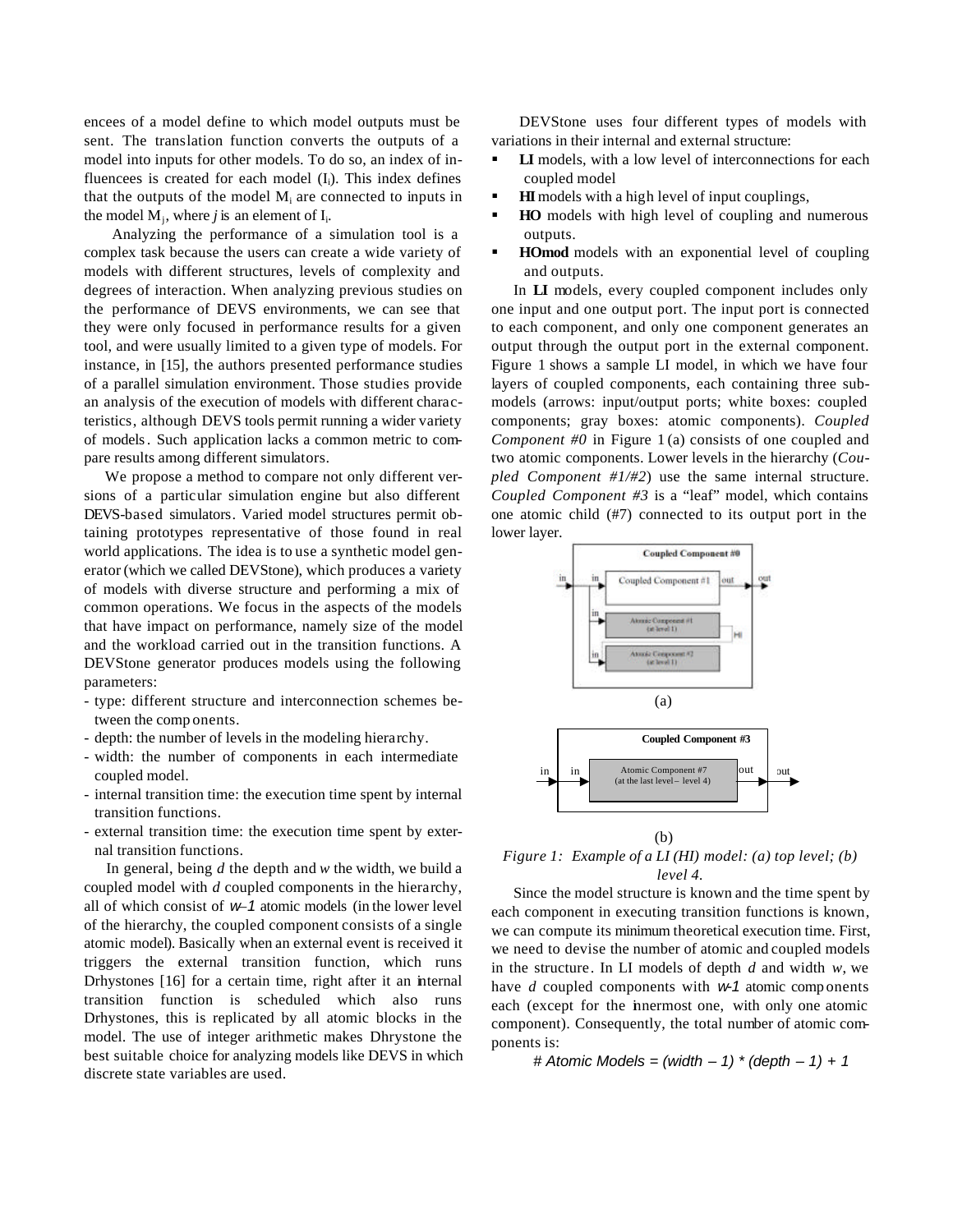encees of a model define to which model outputs must be sent. The translation function converts the outputs of a model into inputs for other models. To do so, an index of influencees is created for each model ($I_i$). This index defines that the outputs of the model $M_i$ are connected to inputs in the model $M_j$, where *j* is an element of $I_i$.

Analyzing the performance of a simulation tool is a complex task because the users can create a wide variety of models with different structures, levels of complexity and degrees of interaction. When analyzing previous studies on the performance of DEVS environments, we can see that they were only focused in performance results for a given tool, and were usually limited to a given type of models. For instance, in [15], the authors presented performance studies of a parallel simulation environment. Those studies provide an analysis of the execution of models with different characteristics, although DEVS tools permit running a wider variety of models. Such application lacks a common metric to compare results among different simulators.

We propose a method to compare not only different versions of a particular simulation engine but also different DEVS-based simulators. Varied model structures permit obtaining prototypes representative of those found in real world applications. The idea is to use a synthetic model generator (which we called DEVStone), which produces a variety of models with diverse structure and performing a mix of common operations. We focus in the aspects of the models that have impact on performance, namely size of the model and the workload carried out in the transition functions. A DEVStone generator produces models using the following parameters:

- type: different structure and interconnection schemes between the components.
- depth: the number of levels in the modeling hierarchy.
- width: the number of components in each intermediate coupled model.
- internal transition time: the execution time spent by internal transition functions.
- external transition time: the execution time spent by external transition functions.

In general, being *d* the depth and *w* the width, we build a coupled model with *d* coupled components in the hierarchy, all of which consist of *w–1* atomic models (in the lower level of the hierarchy, the coupled component consists of a single atomic model). Basically when an external event is received it triggers the external transition function, which runs Drhystones [16] for a certain time, right after it an internal transition function is scheduled which also runs Drhystones, this is replicated by all atomic blocks in the model. The use of integer arithmetic makes Dhrystone the best suitable choice for analyzing models like DEVS in which discrete state variables are used.

DEVStone uses four different types of models with variations in their internal and external structure:

- **LI** models, with a low level of interconnections for each coupled model
- **HI** models with a high level of input couplings,
- **HO** models with high level of coupling and numerous outputs.
- **HOmod** models with an exponential level of coupling and outputs.

In **LI** models, every coupled component includes only one input and one output port. The input port is connected to each component, and only one component generates an output through the output port in the external component. Figure 1 shows a sample LI model, in which we have four layers of coupled components, each containing three submodels (arrows: input/output ports; white boxes: coupled components; gray boxes: atomic components). *Coupled Component #0* in Figure 1 (a) consists of one coupled and two atomic components. Lower levels in the hierarchy (*Coupled Component #1/#2*) use the same internal structure. *Coupled Component #3* is a "leaf" model, which contains one atomic child (#7) connected to its output port in the lower layer.

(a)

(b)

*Figure 1: Example of a LI (HI) model: (a) top level; (b) level 4.*

Since the model structure is known and the time spent by each component in executing transition functions is known, we can compute its minimum theoretical execution time. First, we need to devise the number of atomic and coupled models in the structure. In LI models of depth *d* and width *w*, we have *d* coupled components with *w-1* atomic components each (except for the innermost one, with only one atomic component). Consequently, the total number of atomic components is:

$$\text{\# Atomic Models} = (width - 1) * (depth - 1) + 1$$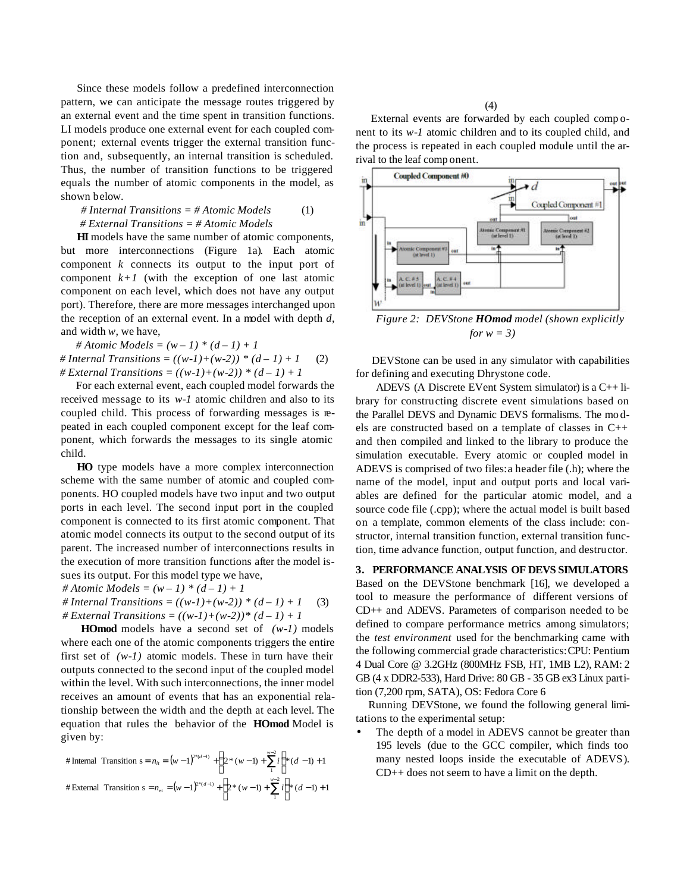Since these models follow a predefined interconnection pattern, we can anticipate the message routes triggered by an external event and the time spent in transition functions. LI models produce one external event for each coupled component; external events trigger the external transition function and, subsequently, an internal transition is scheduled. Thus, the number of transition functions to be triggered equals the number of atomic components in the model, as shown below.

$$\text{\# Internal Transitions} = \text{\# Atomic Models} \quad (1)$$
$$\text{\# External Transitions} = \text{\# Atomic Models}$$

**HI** models have the same number of atomic components, but more interconnections (Figure 1a). Each atomic component *k* connects its output to the input port of component *k+1* (with the exception of one last atomic component on each level, which does not have any output port). Therefore, there are more messages interchanged upon the reception of an external event. In a model with depth *d*, and width *w*, we have,

$$\text{\# Atomic Models} = (w-1)*(d-1)+1$$
$$\text{\# Internal Transitions} = ((w-1)+(w-2))*(d-1)+1 \quad (2)$$
$$\text{\# External Transitions} = ((w-1)+(w-2))*(d-1)+1$$

For each external event, each coupled model forwards the received message to its *w-1* atomic children and also to its coupled child. This process of forwarding messages is repeated in each coupled component except for the leaf component, which forwards the messages to its single atomic child.

**HO** type models have a more complex interconnection scheme with the same number of atomic and coupled components. HO coupled models have two input and two output ports in each level. The second input port in the coupled component is connected to its first atomic component. That atomic model connects its output to the second output of its parent. The increased number of interconnections results in the execution of more transition functions after the model issues its output. For this model type we have,

$$\text{\# Atomic Models} = (w-1)*(d-1)+1$$
$$\text{\# Internal Transitions} = ((w-1)+(w-2))*(d-1)+1 \quad (3)$$
$$\text{\# External Transitions} = ((w-1)+(w-2))*(d-1)+1$$

**HOmod** models have a second set of *(w-1)* models where each one of the atomic components triggers the entire first set of *(w-1)* atomic models. These in turn have their outputs connected to the second input of the coupled model within the level. With such interconnections, the inner model receives an amount of events that has an exponential relationship between the width and the depth at each level. The equation that rules the behavior of the **HOmod** Model is given by:

$$\text{\# Internal Transitions} = n_{it} = (w-1)^{2*(d-1)} + \left(2*(w-1) + \sum_{1}^{w-2} i\right)*(d-1)+1$$

$$\text{\# External Transitions} = n_{et} = (w-1)^{2*(d-1)} + \left(2*(w-1) + \sum_{1}^{w-2} i\right)*(d-1)+1$$

(4)

External events are forwarded by each coupled component to its *w-1* atomic children and to its coupled child, and the process is repeated in each coupled module until the arrival to the leaf component.

*Figure 2: DEVStone **HOmod** model (shown explicitly for w = 3)*

DEVStone can be used in any simulator with capabilities for defining and executing Dhrystone code.

ADEVS (A Discrete EVent System simulator) is a C++ library for constructing discrete event simulations based on the Parallel DEVS and Dynamic DEVS formalisms. The models are constructed based on a template of classes in C++ and then compiled and linked to the library to produce the simulation executable. Every atomic or coupled model in ADEVS is comprised of two files: a header file (.h); where the name of the model, input and output ports and local variables are defined for the particular atomic model, and a source code file (.cpp); where the actual model is built based on a template, common elements of the class include: constructor, internal transition function, external transition function, time advance function, output function, and destructor.

## 3. PERFORMANCE ANALYSIS OF DEVS SIMULATORS

Based on the DEVStone benchmark [16], we developed a tool to measure the performance of different versions of CD++ and ADEVS. Parameters of comparison needed to be defined to compare performance metrics among simulators; the *test environment* used for the benchmarking came with the following commercial grade characteristics: CPU: Pentium 4 Dual Core @ 3.2GHz (800MHz FSB, HT, 1MB L2), RAM: 2 GB (4 x DDR2-533), Hard Drive: 80 GB - 35 GB ex3 Linux partition (7,200 rpm, SATA), OS: Fedora Core 6

Running DEVStone, we found the following general limitations to the experimental setup:

- The depth of a model in ADEVS cannot be greater than 195 levels (due to the GCC compiler, which finds too many nested loops inside the executable of ADEVS). CD++ does not seem to have a limit on the depth.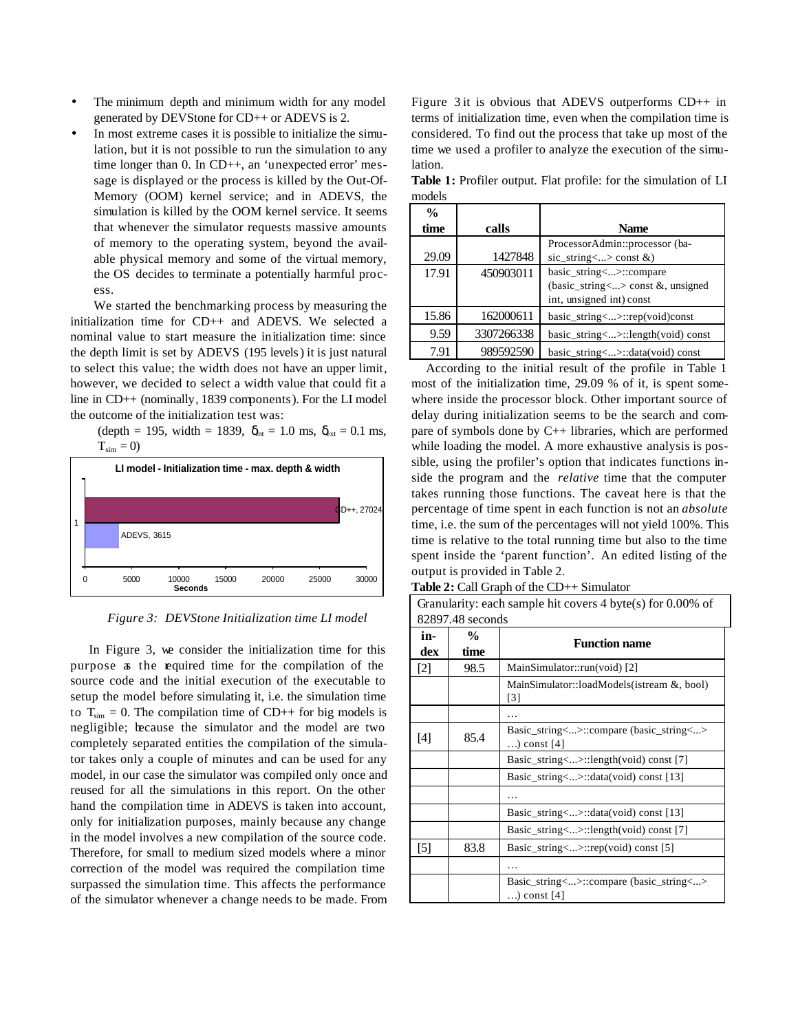- The minimum depth and minimum width for any model generated by DEVStone for CD++ or ADEVS is 2.
- In most extreme cases it is possible to initialize the simulation, but it is not possible to run the simulation to any time longer than 0. In CD++, an 'unexpected error' message is displayed or the process is killed by the Out-Of-Memory (OOM) kernel service; and in ADEVS, the simulation is killed by the OOM kernel service. It seems that whenever the simulator requests massive amounts of memory to the operating system, beyond the available physical memory and some of the virtual memory, the OS decides to terminate a potentially harmful process.

We started the benchmarking process by measuring the initialization time for CD++ and ADEVS. We selected a nominal value to start measure the initialization time: since the depth limit is set by ADEVS (195 levels) it is just natural to select this value; the width does not have an upper limit, however, we decided to select a width value that could fit a line in CD++ (nominally, 1839 components). For the LI model the outcome of the initialization test was:

(depth = 195, width = 1839, $\delta_{int}$ = 1.0 ms, $\delta_{ext}$ = 0.1 ms, $T_{sim}$ = 0)

LI model - Initialization time - max. depth & width

| Simulator | Seconds |
|---|---|
| CD++ | 27024 |
| ADEVS | 3615 |

*Figure 3: DEVStone Initialization time LI model*

In Figure 3, we consider the initialization time for this purpose as the required time for the compilation of the source code and the initial execution of the executable to setup the model before simulating it, i.e. the simulation time to $T_{sim}$ = 0. The compilation time of CD++ for big models is negligible; because the simulator and the model are two completely separated entities the compilation of the simulator takes only a couple of minutes and can be used for any model, in our case the simulator was compiled only once and reused for all the simulations in this report. On the other hand the compilation time in ADEVS is taken into account, only for initialization purposes, mainly because any change in the model involves a new compilation of the source code. Therefore, for small to medium sized models where a minor correction of the model was required the compilation time surpassed the simulation time. This affects the performance of the simulator whenever a change needs to be made. From Figure 3 it is obvious that ADEVS outperforms CD++ in terms of initialization time, even when the compilation time is considered. To find out the process that take up most of the time we used a profiler to analyze the execution of the simulation.

**Table 1:** Profiler output. Flat profile: for the simulation of LI models

| % time | calls | Name |
|---|---|---|
| 29.09 | 1427848 | ProcessorAdmin::processor (basic_string<...> const &) |
| 17.91 | 450903011 | basic_string<...>::compare (basic_string<...> const &, unsigned int, unsigned int) const |
| 15.86 | 162000611 | basic_string<...>::rep(void)const |
| 9.59 | 3307266338 | basic_string<...>::length(void) const |
| 7.91 | 989592590 | basic_string<...>::data(void) const |

According to the initial result of the profile in Table 1 most of the initialization time, 29.09 % of it, is spent somewhere inside the processor block. Other important source of delay during initialization seems to be the search and compare of symbols done by C++ libraries, which are performed while loading the model. A more exhaustive analysis is possible, using the profiler's option that indicates functions inside the program and the *relative* time that the computer takes running those functions. The caveat here is that the percentage of time spent in each function is not an *absolute* time, i.e. the sum of the percentages will not yield 100%. This time is relative to the total running time but also to the time spent inside the 'parent function'. An edited listing of the output is provided in Table 2.

**Table 2:** Call Graph of the CD++ Simulator

Granularity: each sample hit covers 4 byte(s) for 0.00% of 82897.48 seconds

| index | % time | Function name |
|---|---|---|
| [2] | 98.5 | MainSimulator::run(void) [2] |
| | | MainSimulator::loadModels(istream &, bool) [3] |
| | | … |
| [4] | 85.4 | Basic_string<...>::compare (basic_string<...> …) const [4] |
| | | Basic_string<...>::length(void) const [7] |
| | | Basic_string<...>::data(void) const [13] |
| | | … |
| | | Basic_string<...>::data(void) const [13] |
| | | Basic_string<...>::length(void) const [7] |
| [5] | 83.8 | Basic_string<...>::rep(void) const [5] |
| | | … |
| | | Basic_string<...>::compare (basic_string<...> …) const [4] |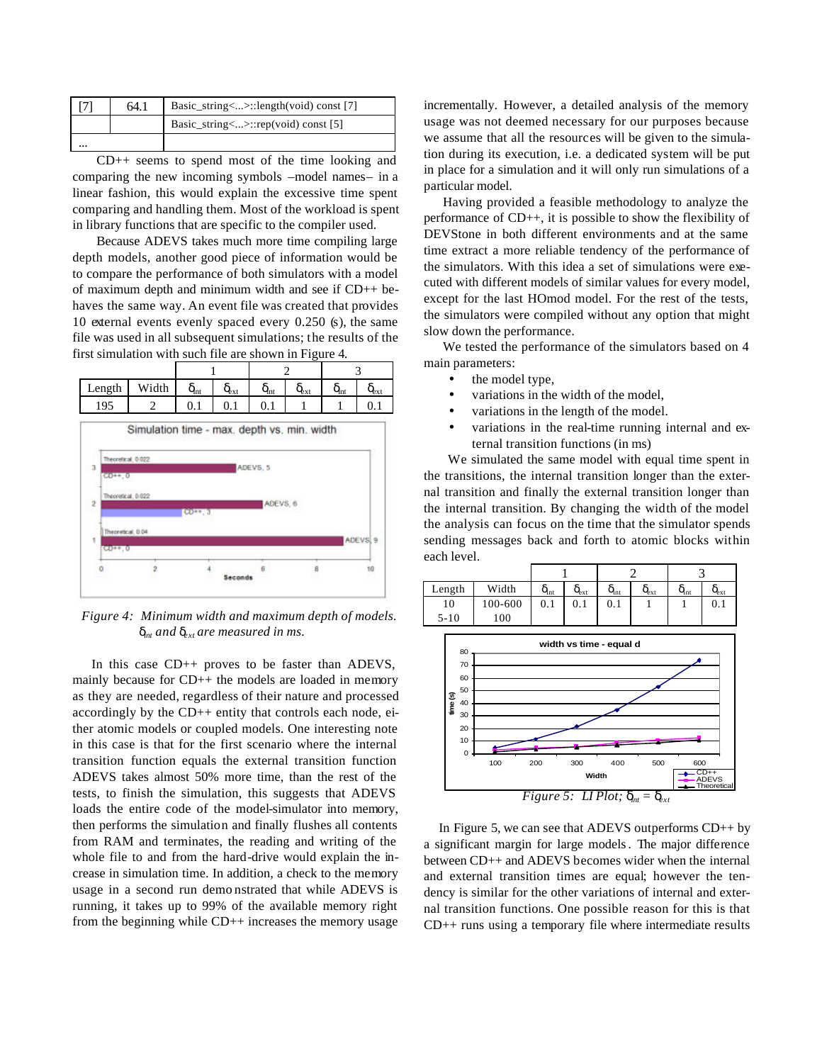| [7] | 64.1 | Basic_string<...>::length(void) const [7] |
|---|---|---|
| | | Basic_string<...>::rep(void) const [5] |
| ... | | |

CD++ seems to spend most of the time looking and comparing the new incoming symbols –model names– in a linear fashion, this would explain the excessive time spent comparing and handling them. Most of the workload is spent in library functions that are specific to the compiler used.

Because ADEVS takes much more time compiling large depth models, another good piece of information would be to compare the performance of both simulators with a model of maximum depth and minimum width and see if CD++ behaves the same way. An event file was created that provides 10 external events evenly spaced every 0.250 (s), the same file was used in all subsequent simulations; the results of the first simulation with such file are shown in Figure 4.

| | | 1 | | 2 | | 3 | |
|---|---|---|---|---|---|---|---|
| Length | Width | $\delta_{int}$ | $\delta_{ext}$ | $\delta_{int}$ | $\delta_{ext}$ | $\delta_{int}$ | $\delta_{ext}$ |
| 195 | 2 | 0.1 | 0.1 | 0.1 | 1 | 1 | 0.1 |

*Figure 4: Minimum width and maximum depth of models. $\delta_{int}$ and $\delta_{ext}$ are measured in ms.*

In this case CD++ proves to be faster than ADEVS, mainly because for CD++ the models are loaded in memory as they are needed, regardless of their nature and processed accordingly by the CD++ entity that controls each node, either atomic models or coupled models. One interesting note in this case is that for the first scenario where the internal transition function equals the external transition function ADEVS takes almost 50% more time, than the rest of the tests, to finish the simulation, this suggests that ADEVS loads the entire code of the model-simulator into memory, then performs the simulation and finally flushes all contents from RAM and terminates, the reading and writing of the whole file to and from the hard-drive would explain the increase in simulation time. In addition, a check to the memory usage in a second run demonstrated that while ADEVS is running, it takes up to 99% of the available memory right from the beginning while CD++ increases the memory usage incrementally. However, a detailed analysis of the memory usage was not deemed necessary for our purposes because we assume that all the resources will be given to the simulation during its execution, i.e. a dedicated system will be put in place for a simulation and it will only run simulations of a particular model.

Having provided a feasible methodology to analyze the performance of CD++, it is possible to show the flexibility of DEVStone in both different environments and at the same time extract a more reliable tendency of the performance of the simulators. With this idea a set of simulations were executed with different models of similar values for every model, except for the last HOmod model. For the rest of the tests, the simulators were compiled without any option that might slow down the performance.

We tested the performance of the simulators based on 4 main parameters:

- the model type,
- variations in the width of the model,
- variations in the length of the model.
- variations in the real-time running internal and external transition functions (in ms)

We simulated the same model with equal time spent in the transitions, the internal transition longer than the external transition and finally the external transition longer than the internal transition. By changing the width of the model the analysis can focus on the time that the simulator spends sending messages back and forth to atomic blocks within each level.

| | | 1 | | 2 | | 3 | |
|---|---|---|---|---|---|---|---|
| Length | Width | $\delta_{int}$ | $\delta_{ext}$ | $\delta_{int}$ | $\delta_{ext}$ | $\delta_{int}$ | $\delta_{ext}$ |
| 10 | 100-600 | 0.1 | 0.1 | 0.1 | 1 | 1 | 0.1 |
| 5-10 | 100 | | | | | | |

*Figure 5: LI Plot; $\delta_{int} = \delta_{ext}$*

In Figure 5, we can see that ADEVS outperforms CD++ by a significant margin for large models. The major difference between CD++ and ADEVS becomes wider when the internal and external transition times are equal; however the tendency is similar for the other variations of internal and external transition functions. One possible reason for this is that CD++ runs using a temporary file where intermediate results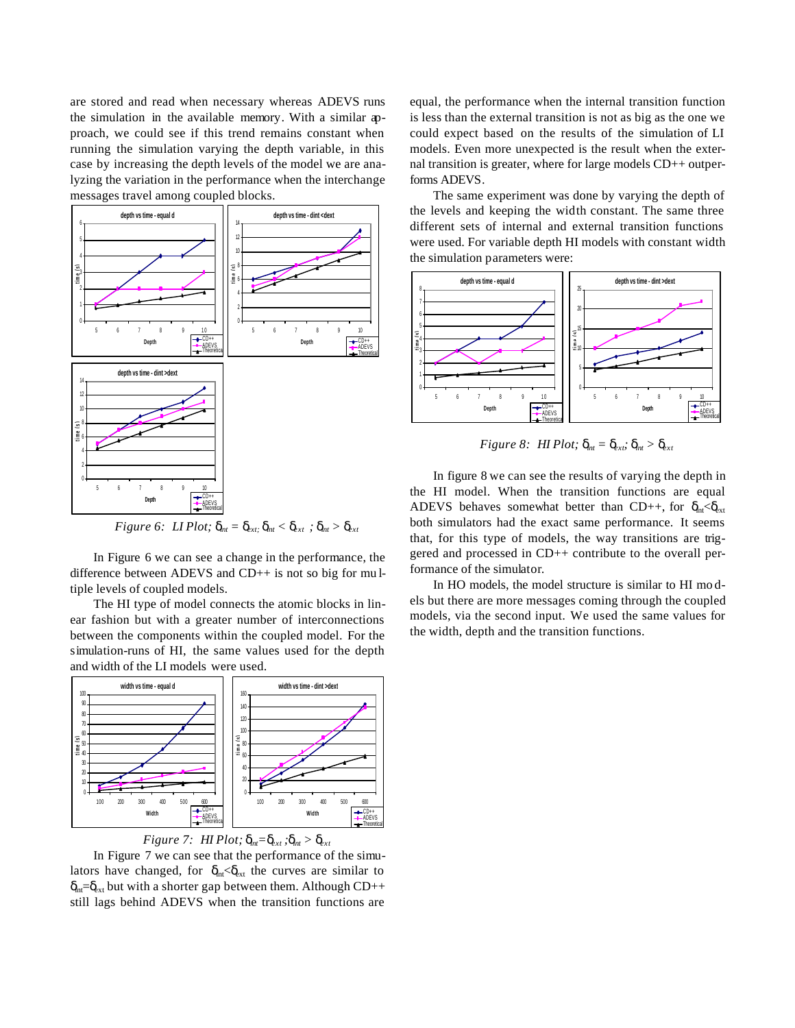are stored and read when necessary whereas ADEVS runs the simulation in the available memory. With a similar approach, we could see if this trend remains constant when running the simulation varying the depth variable, in this case by increasing the depth levels of the model we are analyzing the variation in the performance when the interchange messages travel among coupled blocks.

*Figure 6: LI Plot; $\delta_{int} = \delta_{ext}$; $\delta_{int} < \delta_{ext}$ ; $\delta_{int} > \delta_{ext}$*

In Figure 6 we can see a change in the performance, the difference between ADEVS and CD++ is not so big for multiple levels of coupled models.

The HI type of model connects the atomic blocks in linear fashion but with a greater number of interconnections between the components within the coupled model. For the simulation-runs of HI, the same values used for the depth and width of the LI models were used.

*Figure 7: HI Plot; $\delta_{int}=\delta_{ext}$ ;$\delta_{int} > \delta_{ext}$*

In Figure 7 we can see that the performance of the simulators have changed, for $\delta_{int}<\delta_{ext}$ the curves are similar to $\delta_{int}=\delta_{ext}$ but with a shorter gap between them. Although CD++ still lags behind ADEVS when the transition functions are equal, the performance when the internal transition function is less than the external transition is not as big as the one we could expect based on the results of the simulation of LI models. Even more unexpected is the result when the external transition is greater, where for large models CD++ outperforms ADEVS.

The same experiment was done by varying the depth of the levels and keeping the width constant. The same three different sets of internal and external transition functions were used. For variable depth HI models with constant width the simulation parameters were:

*Figure 8: HI Plot; $\delta_{int} = \delta_{ext}$; $\delta_{int} > \delta_{ext}$*

In figure 8 we can see the results of varying the depth in the HI model. When the transition functions are equal ADEVS behaves somewhat better than CD++, for $\delta_{int}<\delta_{ext}$ both simulators had the exact same performance. It seems that, for this type of models, the way transitions are triggered and processed in CD++ contribute to the overall performance of the simulator.

In HO models, the model structure is similar to HI models but there are more messages coming through the coupled models, via the second input. We used the same values for the width, depth and the transition functions.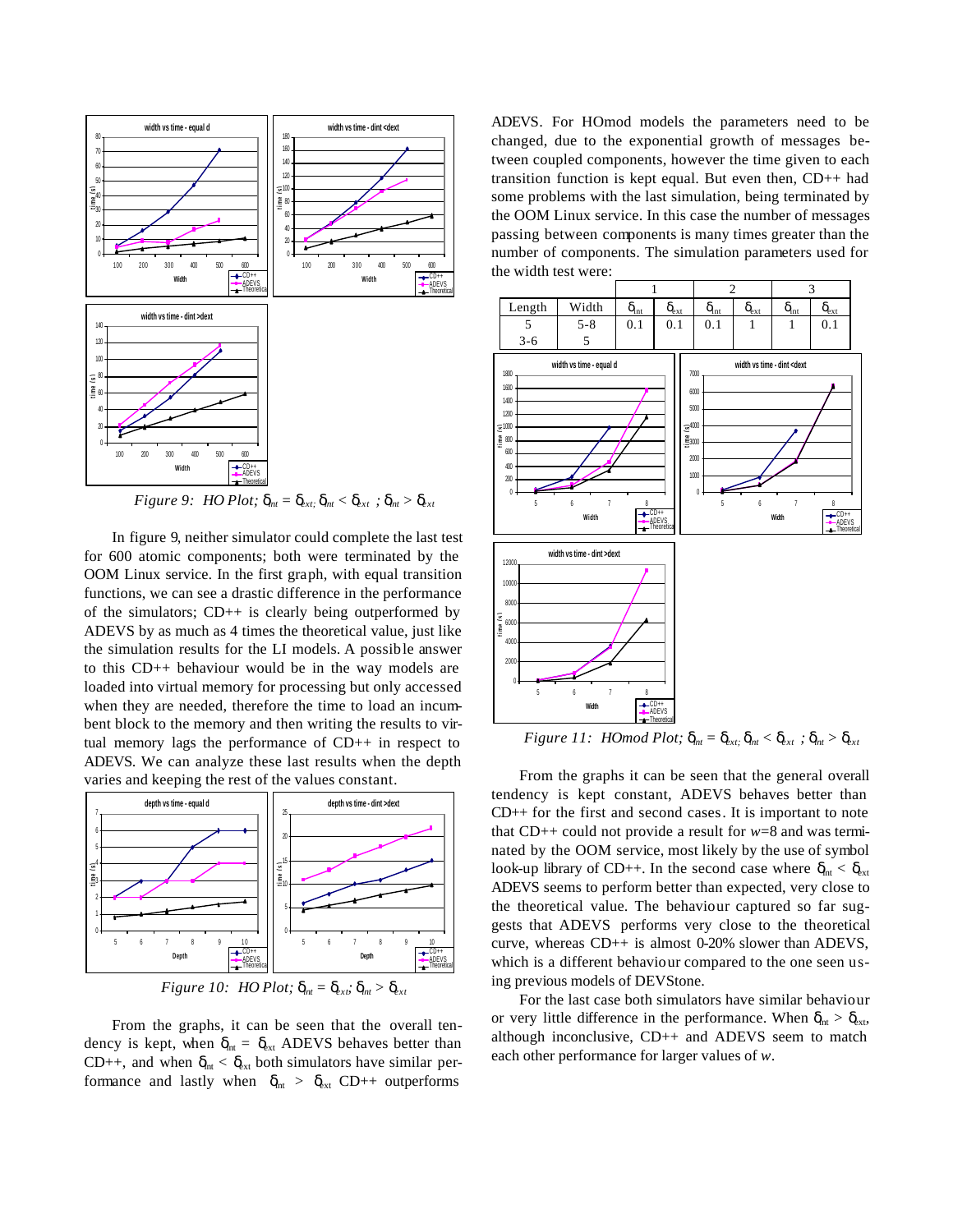Figure 9: HO Plot; $\delta_{int} = \delta_{ext}$; $\delta_{int} < \delta_{ext}$ ; $\delta_{int} > \delta_{ext}$

In figure 9, neither simulator could complete the last test for 600 atomic components; both were terminated by the OOM Linux service. In the first graph, with equal transition functions, we can see a drastic difference in the performance of the simulators; CD++ is clearly being outperformed by ADEVS by as much as 4 times the theoretical value, just like the simulation results for the LI models. A possible answer to this CD++ behaviour would be in the way models are loaded into virtual memory for processing but only accessed when they are needed, therefore the time to load an incumbent block to the memory and then writing the results to virtual memory lags the performance of CD++ in respect to ADEVS. We can analyze these last results when the depth varies and keeping the rest of the values constant.

Figure 10: HO Plot; $\delta_{int} = \delta_{ext}$; $\delta_{int} > \delta_{ext}$

From the graphs, it can be seen that the overall tendency is kept, when $\delta_{int} = \delta_{ext}$ ADEVS behaves better than CD++, and when $\delta_{int} < \delta_{ext}$ both simulators have similar performance and lastly when $\delta_{int} > \delta_{ext}$ CD++ outperforms ADEVS. For HOmod models the parameters need to be changed, due to the exponential growth of messages between coupled components, however the time given to each transition function is kept equal. But even then, CD++ had some problems with the last simulation, being terminated by the OOM Linux service. In this case the number of messages passing between components is many times greater than the number of components. The simulation parameters used for the width test were:

| | | 1 | | 2 | | 3 | |
|---|---|---|---|---|---|---|---|
| Length | Width | $\delta_{int}$ | $\delta_{ext}$ | $\delta_{int}$ | $\delta_{ext}$ | $\delta_{int}$ | $\delta_{ext}$ |
| 5 | 5-8 | 0.1 | 0.1 | 0.1 | 1 | 1 | 0.1 |
| 3-6 | 5 | | | | | | |

Figure 11: HOmod Plot; $\delta_{int} = \delta_{ext}$; $\delta_{int} < \delta_{ext}$ ; $\delta_{int} > \delta_{ext}$

From the graphs it can be seen that the general overall tendency is kept constant, ADEVS behaves better than CD++ for the first and second cases. It is important to note that CD++ could not provide a result for *w*=8 and was terminated by the OOM service, most likely by the use of symbol look-up library of CD++. In the second case where $\delta_{int} < \delta_{ext}$ ADEVS seems to perform better than expected, very close to the theoretical value. The behaviour captured so far suggests that ADEVS performs very close to the theoretical curve, whereas CD++ is almost 0-20% slower than ADEVS, which is a different behaviour compared to the one seen using previous models of DEVStone.

For the last case both simulators have similar behaviour or very little difference in the performance. When $\delta_{int} > \delta_{ext}$, although inconclusive, CD++ and ADEVS seem to match each other performance for larger values of *w*.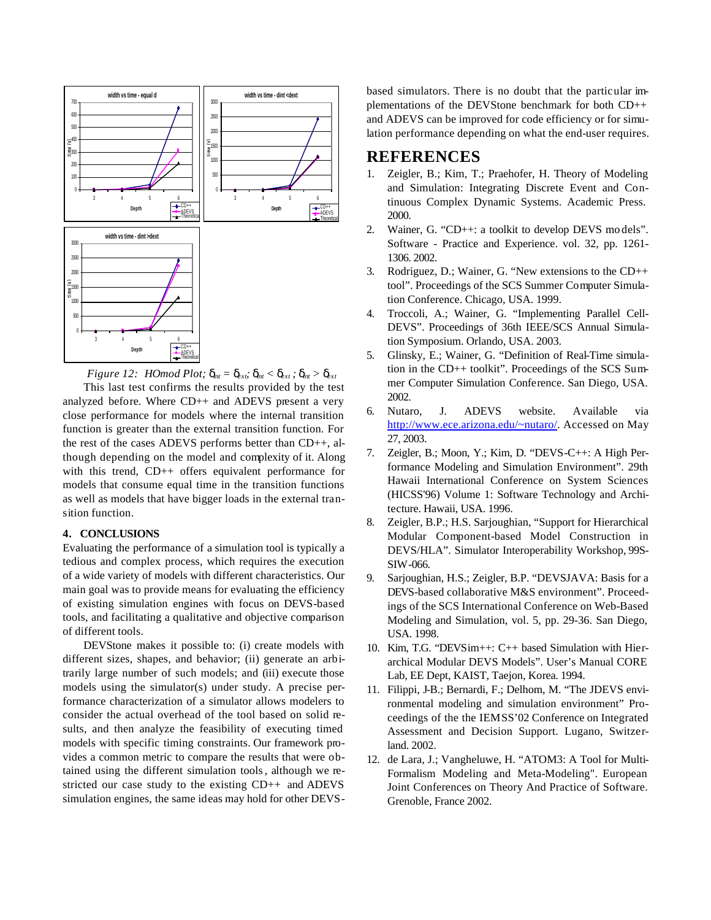*Figure 12: HOmod Plot; $\delta_{int} = \delta_{ext}$; $\delta_{int} < \delta_{ext}$ ; $\delta_{int} > \delta_{ext}$*

This last test confirms the results provided by the test analyzed before. Where CD++ and ADEVS present a very close performance for models where the internal transition function is greater than the external transition function. For the rest of the cases ADEVS performs better than CD++, although depending on the model and complexity of it. Along with this trend, CD++ offers equivalent performance for models that consume equal time in the transition functions as well as models that have bigger loads in the external transition function.

### 4. CONCLUSIONS

Evaluating the performance of a simulation tool is typically a tedious and complex process, which requires the execution of a wide variety of models with different characteristics. Our main goal was to provide means for evaluating the efficiency of existing simulation engines with focus on DEVS-based tools, and facilitating a qualitative and objective comparison of different tools.

DEVStone makes it possible to: (i) create models with different sizes, shapes, and behavior; (ii) generate an arbitrarily large number of such models; and (iii) execute those models using the simulator(s) under study. A precise performance characterization of a simulator allows modelers to consider the actual overhead of the tool based on solid results, and then analyze the feasibility of executing timed models with specific timing constraints. Our framework provides a common metric to compare the results that were obtained using the different simulation tools, although we restricted our case study to the existing CD++ and ADEVS simulation engines, the same ideas may hold for other DEVS-based simulators. There is no doubt that the particular implementations of the DEVStone benchmark for both CD++ and ADEVS can be improved for code efficiency or for simulation performance depending on what the end-user requires.

## REFERENCES

1. Zeigler, B.; Kim, T.; Praehofer, H. Theory of Modeling and Simulation: Integrating Discrete Event and Continuous Complex Dynamic Systems. Academic Press. 2000.
2. Wainer, G. "CD++: a toolkit to develop DEVS models". Software - Practice and Experience. vol. 32, pp. 1261-1306. 2002.
3. Rodriguez, D.; Wainer, G. "New extensions to the CD++ tool". Proceedings of the SCS Summer Computer Simulation Conference. Chicago, USA. 1999.
4. Troccoli, A.; Wainer, G. "Implementing Parallel Cell-DEVS". Proceedings of 36th IEEE/SCS Annual Simulation Symposium. Orlando, USA. 2003.
5. Glinsky, E.; Wainer, G. "Definition of Real-Time simulation in the CD++ toolkit". Proceedings of the SCS Summer Computer Simulation Conference. San Diego, USA. 2002.
6. Nutaro, J. ADEVS website. Available via http://www.ece.arizona.edu/~nutaro/. Accessed on May 27, 2003.
7. Zeigler, B.; Moon, Y.; Kim, D. "DEVS-C++: A High Performance Modeling and Simulation Environment". 29th Hawaii International Conference on System Sciences (HICSS'96) Volume 1: Software Technology and Architecture. Hawaii, USA. 1996.
8. Zeigler, B.P.; H.S. Sarjoughian, "Support for Hierarchical Modular Component-based Model Construction in DEVS/HLA". Simulator Interoperability Workshop, 99S-SIW-066.
9. Sarjoughian, H.S.; Zeigler, B.P. "DEVSJAVA: Basis for a DEVS-based collaborative M&S environment". Proceedings of the SCS International Conference on Web-Based Modeling and Simulation, vol. 5, pp. 29-36. San Diego, USA. 1998.
10. Kim, T.G. "DEVSim++: C++ based Simulation with Hierarchical Modular DEVS Models". User's Manual CORE Lab, EE Dept, KAIST, Taejon, Korea. 1994.
11. Filippi, J-B.; Bernardi, F.; Delhom, M. "The JDEVS environmental modeling and simulation environment" Proceedings of the the IEMSS'02 Conference on Integrated Assessment and Decision Support. Lugano, Switzerland. 2002.
12. de Lara, J.; Vangheluwe, H. "ATOM3: A Tool for Multi-Formalism Modeling and Meta-Modeling". European Joint Conferences on Theory And Practice of Software. Grenoble, France 2002.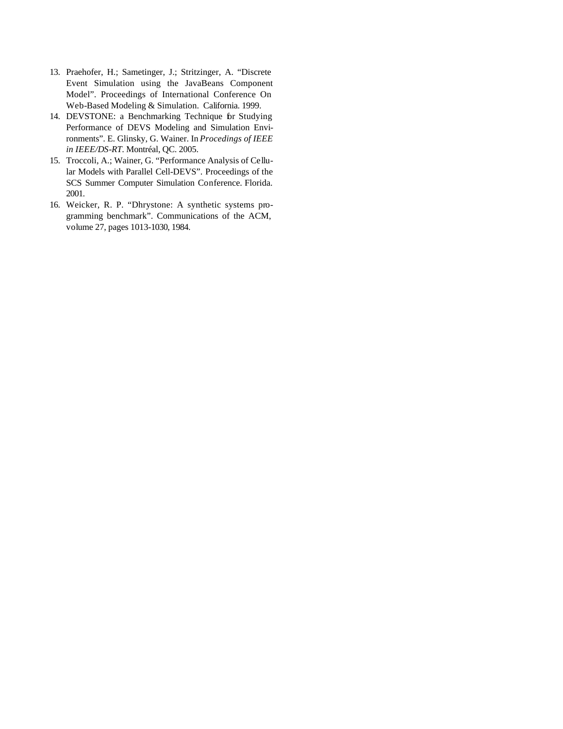13. Praehofer, H.; Sametinger, J.; Stritzinger, A. "Discrete Event Simulation using the JavaBeans Component Model". Proceedings of International Conference On Web-Based Modeling & Simulation. California. 1999.
14. DEVSTONE: a Benchmarking Technique for Studying Performance of DEVS Modeling and Simulation Environments". E. Glinsky, G. Wainer. In *Procedings of IEEE in IEEE/DS-RT*. Montréal, QC. 2005.
15. Troccoli, A.; Wainer, G. "Performance Analysis of Cellular Models with Parallel Cell-DEVS". Proceedings of the SCS Summer Computer Simulation Conference. Florida. 2001.
16. Weicker, R. P. "Dhrystone: A synthetic systems programming benchmark". Communications of the ACM, volume 27, pages 1013-1030, 1984.